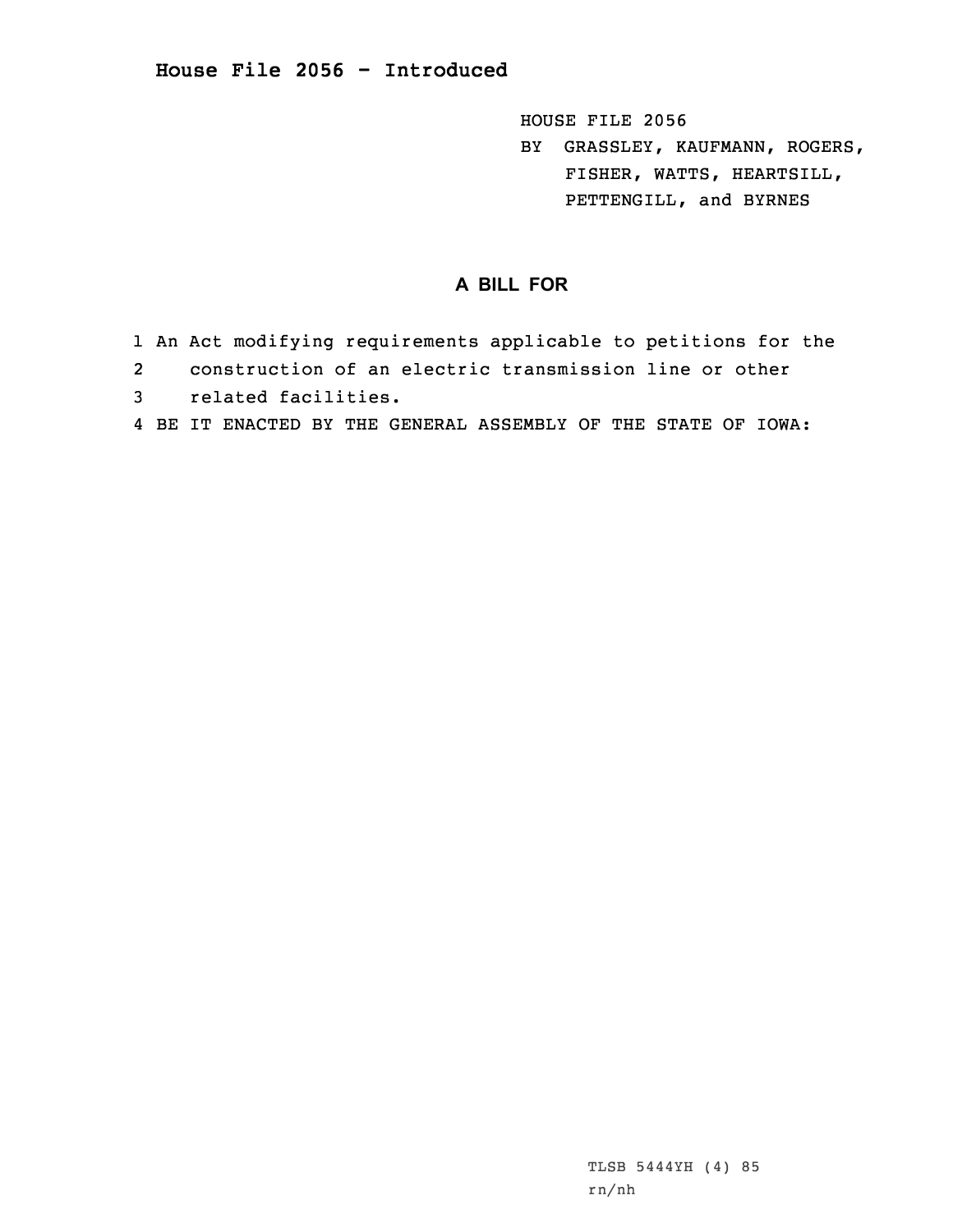# House File 2056 - Introduced

HOUSE FILE 2056
BY GRASSLEY, KAUFMANN, ROGERS,
FISHER, WATTS, HEARTSILL,
PETTENGILL, and BYRNES

## A BILL FOR

1 An Act modifying requirements applicable to petitions for the
2 construction of an electric transmission line or other
3 related facilities.
4 BE IT ENACTED BY THE GENERAL ASSEMBLY OF THE STATE OF IOWA:

TLSB 5444YH (4) 85
rn/nh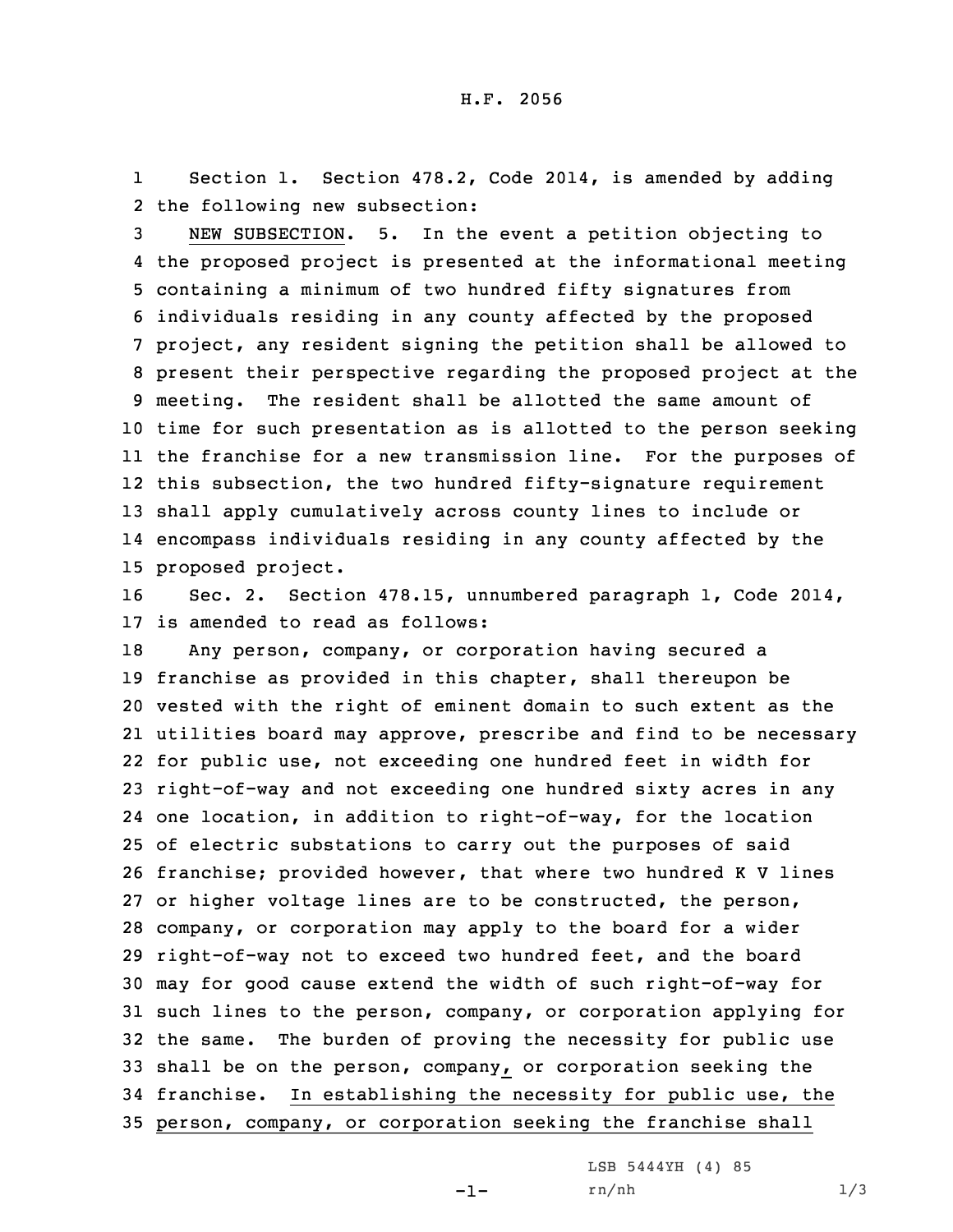H.F. 2056

Section 1. Section 478.2, Code 2014, is amended by adding the following new subsection:

NEW SUBSECTION. 5. In the event a petition objecting to the proposed project is presented at the informational meeting containing a minimum of two hundred fifty signatures from individuals residing in any county affected by the proposed project, any resident signing the petition shall be allowed to present their perspective regarding the proposed project at the meeting. The resident shall be allotted the same amount of time for such presentation as is allotted to the person seeking the franchise for a new transmission line. For the purposes of this subsection, the two hundred fifty-signature requirement shall apply cumulatively across county lines to include or encompass individuals residing in any county affected by the proposed project.

Sec. 2. Section 478.15, unnumbered paragraph 1, Code 2014, is amended to read as follows:

Any person, company, or corporation having secured a franchise as provided in this chapter, shall thereupon be vested with the right of eminent domain to such extent as the utilities board may approve, prescribe and find to be necessary for public use, not exceeding one hundred feet in width for right-of-way and not exceeding one hundred sixty acres in any one location, in addition to right-of-way, for the location of electric substations to carry out the purposes of said franchise; provided however, that where two hundred K V lines or higher voltage lines are to be constructed, the person, company, or corporation may apply to the board for a wider right-of-way not to exceed two hundred feet, and the board may for good cause extend the width of such right-of-way for such lines to the person, company, or corporation applying for the same. The burden of proving the necessity for public use shall be on the person, company, or corporation seeking the franchise. In establishing the necessity for public use, the person, company, or corporation seeking the franchise shall

LSB 5444YH (4) 85
rn/nh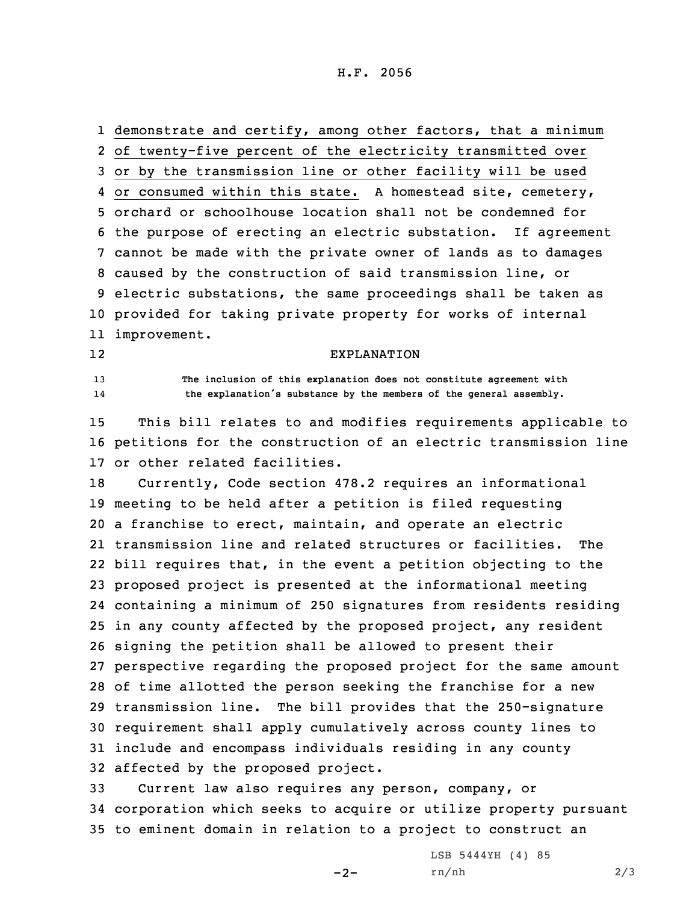demonstrate and certify, among other factors, that a minimum of twenty-five percent of the electricity transmitted over or by the transmission line or other facility will be used or consumed within this state. A homestead site, cemetery, orchard or schoolhouse location shall not be condemned for the purpose of erecting an electric substation. If agreement cannot be made with the private owner of lands as to damages caused by the construction of said transmission line, or electric substations, the same proceedings shall be taken as provided for taking private property for works of internal improvement.

EXPLANATION

The inclusion of this explanation does not constitute agreement with the explanation's substance by the members of the general assembly.

This bill relates to and modifies requirements applicable to petitions for the construction of an electric transmission line or other related facilities.

Currently, Code section 478.2 requires an informational meeting to be held after a petition is filed requesting a franchise to erect, maintain, and operate an electric transmission line and related structures or facilities. The bill requires that, in the event a petition objecting to the proposed project is presented at the informational meeting containing a minimum of 250 signatures from residents residing in any county affected by the proposed project, any resident signing the petition shall be allowed to present their perspective regarding the proposed project for the same amount of time allotted the person seeking the franchise for a new transmission line. The bill provides that the 250-signature requirement shall apply cumulatively across county lines to include and encompass individuals residing in any county affected by the proposed project.

Current law also requires any person, company, or corporation which seeks to acquire or utilize property pursuant to eminent domain in relation to a project to construct an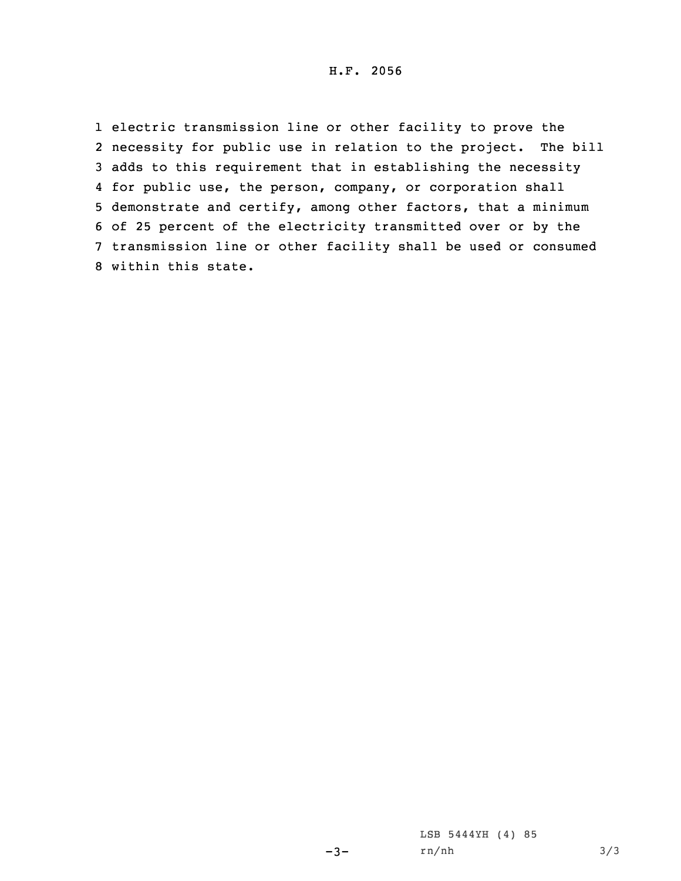electric transmission line or other facility to prove the necessity for public use in relation to the project. The bill adds to this requirement that in establishing the necessity for public use, the person, company, or corporation shall demonstrate and certify, among other factors, that a minimum of 25 percent of the electricity transmitted over or by the transmission line or other facility shall be used or consumed within this state.